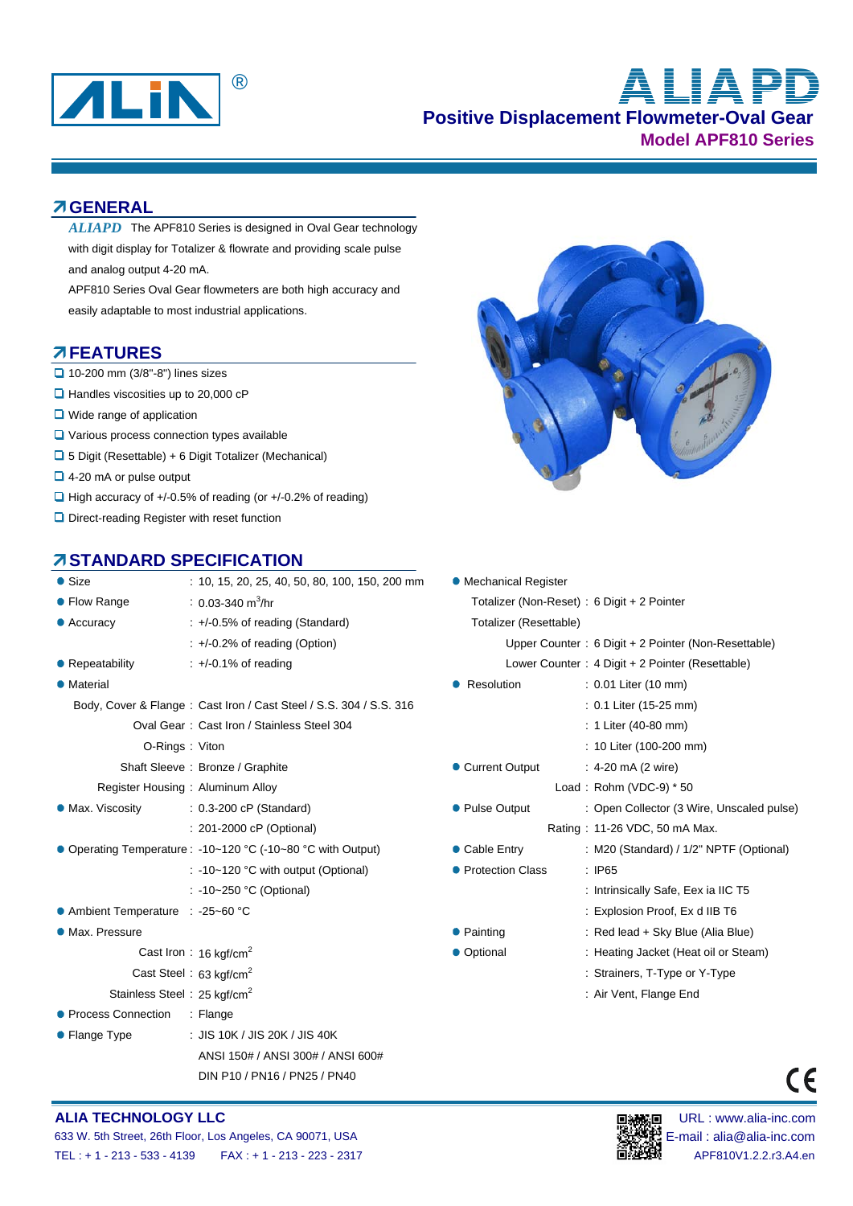# ALIAPD

## Positive Displacement Flowmeter-Oval Gear

### Model APF810 Series

## GENERAL

*ALIAPD* The APF810 Series is designed in Oval Gear technology with digit display for Totalizer & flowrate and providing scale pulse and analog output 4-20 mA.

APF810 Series Oval Gear flowmeters are both high accuracy and easily adaptable to most industrial applications.

## FEATURES

- 10-200 mm (3/8"-8") lines sizes
- Handles viscosities up to 20,000 cP
- Wide range of application
- Various process connection types available
- 5 Digit (Resettable) + 6 Digit Totalizer (Mechanical)
- 4-20 mA or pulse output
- High accuracy of +/-0.5% of reading (or +/-0.2% of reading)
- Direct-reading Register with reset function

## STANDARD SPECIFICATION

- **Size** : 10, 15, 20, 25, 40, 50, 80, 100, 150, 200 mm
- **Flow Range** : 0.03-340 $m^3$/hr
- **Accuracy** : +/-0.5% of reading (Standard)
  : +/-0.2% of reading (Option)
- **Repeatability** : +/-0.1% of reading
- **Material**
  - Body, Cover & Flange : Cast Iron / Cast Steel / S.S. 304 / S.S. 316
  - Oval Gear : Cast Iron / Stainless Steel 304
  - O-Rings : Viton
  - Shaft Sleeve : Bronze / Graphite
  - Register Housing : Aluminum Alloy
- **Max. Viscosity** : 0.3-200 cP (Standard)
  : 201-2000 cP (Optional)
- **Operating Temperature** : -10~120 °C (-10~80 °C with Output)
  : -10~120 °C with output (Optional)
  : -10~250 °C (Optional)
- **Ambient Temperature** : -25~60 °C
- **Max. Pressure**
  - Cast Iron : 16 kgf/$cm^2$
  - Cast Steel : 63 kgf/$cm^2$
  - Stainless Steel : 25 kgf/$cm^2$
- **Process Connection** : Flange
- **Flange Type** : JIS 10K / JIS 20K / JIS 40K
  ANSI 150# / ANSI 300# / ANSI 600#
  DIN P10 / PN16 / PN25 / PN40
- **Mechanical Register**
  - Totalizer (Non-Reset) : 6 Digit + 2 Pointer
  - Totalizer (Resettable)
    - Upper Counter : 6 Digit + 2 Pointer (Non-Resettable)
    - Lower Counter : 4 Digit + 2 Pointer (Resettable)
- **Resolution** : 0.01 Liter (10 mm)
  : 0.1 Liter (15-25 mm)
  : 1 Liter (40-80 mm)
  : 10 Liter (100-200 mm)
- **Current Output** : 4-20 mA (2 wire)
  - Load : Rohm (VDC-9) * 50
- **Pulse Output** : Open Collector (3 Wire, Unscaled pulse)
  - Rating : 11-26 VDC, 50 mA Max.
- **Cable Entry** : M20 (Standard) / 1/2" NPTF (Optional)
- **Protection Class** : IP65
  : Intrinsically Safe, Eex ia IIC T5
  : Explosion Proof, Ex d IIB T6
- **Painting** : Red lead + Sky Blue (Alia Blue)
- **Optional** : Heating Jacket (Heat oil or Steam)
  : Strainers, T-Type or Y-Type
  : Air Vent, Flange End

**ALIA TECHNOLOGY LLC**
633 W. 5th Street, 26th Floor, Los Angeles, CA 90071, USA
TEL : + 1 - 213 - 533 - 4139 FAX : + 1 - 213 - 223 - 2317
URL : www.alia-inc.com
E-mail : alia@alia-inc.com
APF810V1.2.2.r3.A4.en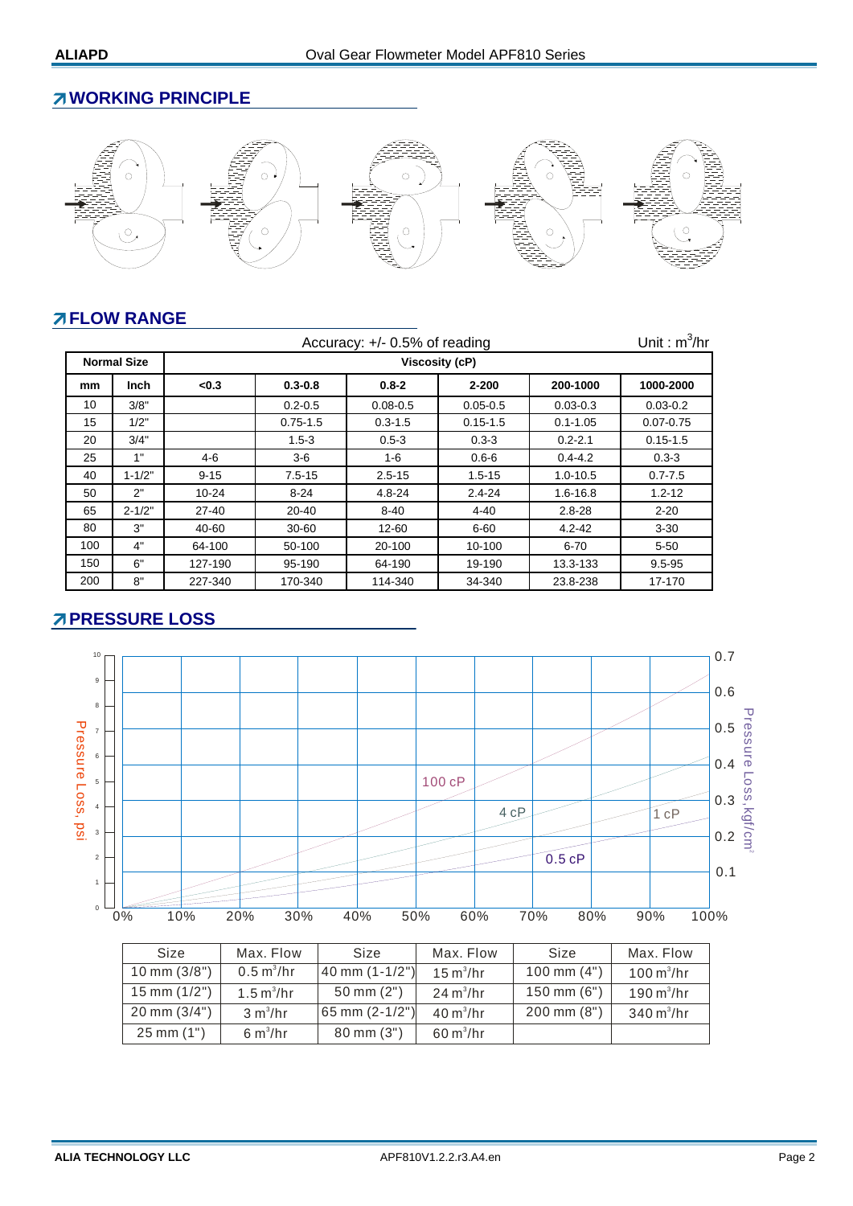## WORKING PRINCIPLE

## FLOW RANGE

Accuracy: +/- 0.5% of reading    Unit : $m^3$/hr

| Normal Size | | Viscosity (cP) | | | | | |
|---|---|---|---|---|---|---|---|
| mm | Inch | <0.3 | 0.3-0.8 | 0.8-2 | 2-200 | 200-1000 | 1000-2000 |
| 10 | 3/8" | | 0.2-0.5 | 0.08-0.5 | 0.05-0.5 | 0.03-0.3 | 0.03-0.2 |
| 15 | 1/2" | | 0.75-1.5 | 0.3-1.5 | 0.15-1.5 | 0.1-1.05 | 0.07-0.75 |
| 20 | 3/4" | | 1.5-3 | 0.5-3 | 0.3-3 | 0.2-2.1 | 0.15-1.5 |
| 25 | 1" | 4-6 | 3-6 | 1-6 | 0.6-6 | 0.4-4.2 | 0.3-3 |
| 40 | 1-1/2" | 9-15 | 7.5-15 | 2.5-15 | 1.5-15 | 1.0-10.5 | 0.7-7.5 |
| 50 | 2" | 10-24 | 8-24 | 4.8-24 | 2.4-24 | 1.6-16.8 | 1.2-12 |
| 65 | 2-1/2" | 27-40 | 20-40 | 8-40 | 4-40 | 2.8-28 | 2-20 |
| 80 | 3" | 40-60 | 30-60 | 12-60 | 6-60 | 4.2-42 | 3-30 |
| 100 | 4" | 64-100 | 50-100 | 20-100 | 10-100 | 6-70 | 5-50 |
| 150 | 6" | 127-190 | 95-190 | 64-190 | 19-190 | 13.3-133 | 9.5-95 |
| 200 | 8" | 227-340 | 170-340 | 114-340 | 34-340 | 23.8-238 | 17-170 |

## PRESSURE LOSS

| Size | Max. Flow | Size | Max. Flow | Size | Max. Flow |
|---|---|---|---|---|---|
| 10 mm (3/8") | 0.5 $m^3$/hr | 40 mm (1-1/2") | 15 $m^3$/hr | 100 mm (4") | 100 $m^3$/hr |
| 15 mm (1/2") | 1.5 $m^3$/hr | 50 mm (2") | 24 $m^3$/hr | 150 mm (6") | 190 $m^3$/hr |
| 20 mm (3/4") | 3 $m^3$/hr | 65 mm (2-1/2") | 40 $m^3$/hr | 200 mm (8") | 340 $m^3$/hr |
| 25 mm (1") | 6 $m^3$/hr | 80 mm (3") | 60 $m^3$/hr | | |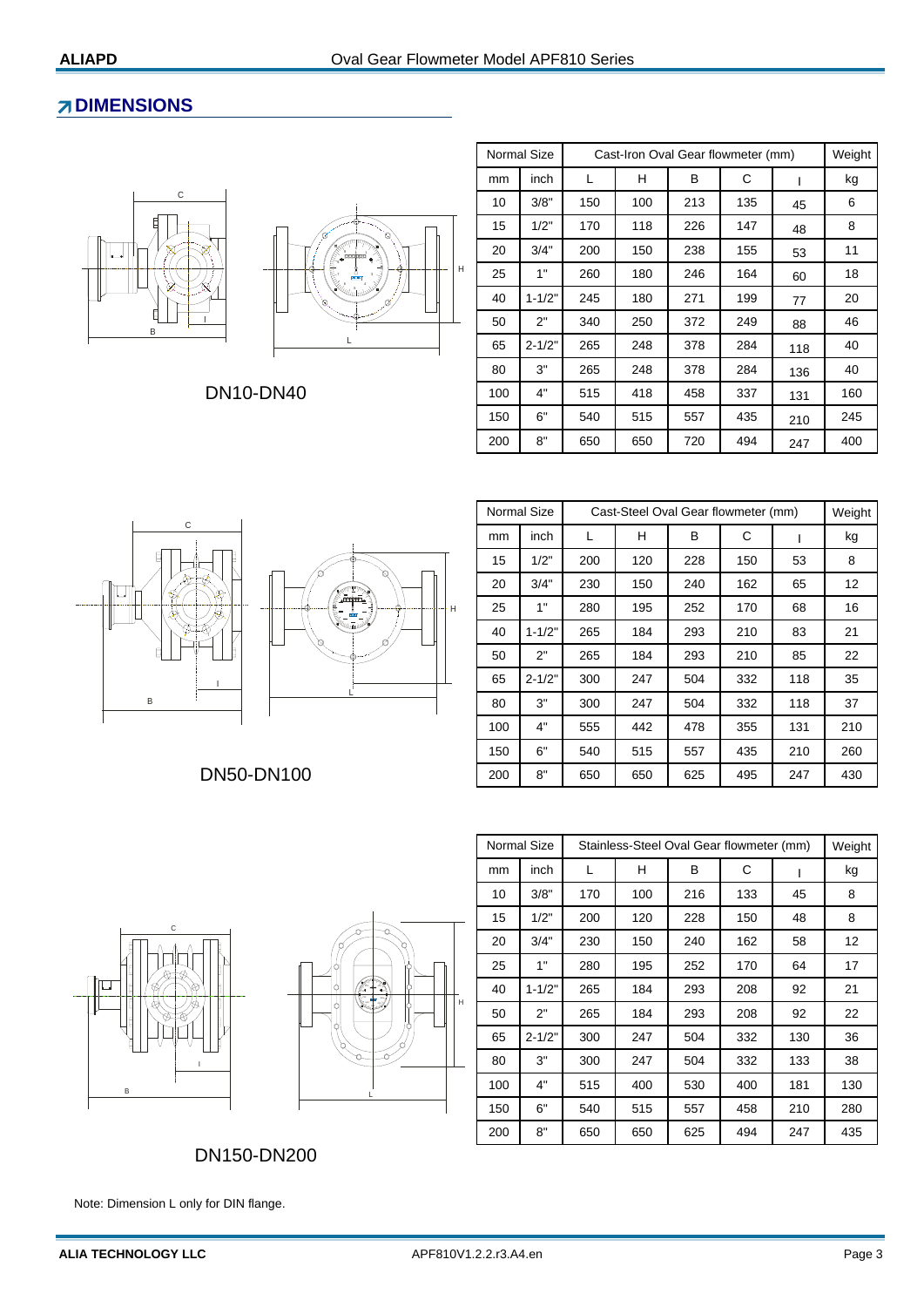## DIMENSIONS

DN10-DN40

| Normal Size | | Cast-Iron Oval Gear flowmeter (mm) | | | | | Weight |
|---|---|---|---|---|---|---|---|
| mm | inch | L | H | B | C | I | kg |
| 10 | 3/8" | 150 | 100 | 213 | 135 | 45 | 6 |
| 15 | 1/2" | 170 | 118 | 226 | 147 | 48 | 8 |
| 20 | 3/4" | 200 | 150 | 238 | 155 | 53 | 11 |
| 25 | 1" | 260 | 180 | 246 | 164 | 60 | 18 |
| 40 | 1-1/2" | 245 | 180 | 271 | 199 | 77 | 20 |
| 50 | 2" | 340 | 250 | 372 | 249 | 88 | 46 |
| 65 | 2-1/2" | 265 | 248 | 378 | 284 | 118 | 40 |
| 80 | 3" | 265 | 248 | 378 | 284 | 136 | 40 |
| 100 | 4" | 515 | 418 | 458 | 337 | 131 | 160 |
| 150 | 6" | 540 | 515 | 557 | 435 | 210 | 245 |
| 200 | 8" | 650 | 650 | 720 | 494 | 247 | 400 |

DN50-DN100

| Normal Size | | Cast-Steel Oval Gear flowmeter (mm) | | | | | Weight |
|---|---|---|---|---|---|---|---|
| mm | inch | L | H | B | C | I | kg |
| 15 | 1/2" | 200 | 120 | 228 | 150 | 53 | 8 |
| 20 | 3/4" | 230 | 150 | 240 | 162 | 65 | 12 |
| 25 | 1" | 280 | 195 | 252 | 170 | 68 | 16 |
| 40 | 1-1/2" | 265 | 184 | 293 | 210 | 83 | 21 |
| 50 | 2" | 265 | 184 | 293 | 210 | 85 | 22 |
| 65 | 2-1/2" | 300 | 247 | 504 | 332 | 118 | 35 |
| 80 | 3" | 300 | 247 | 504 | 332 | 118 | 37 |
| 100 | 4" | 555 | 442 | 478 | 355 | 131 | 210 |
| 150 | 6" | 540 | 515 | 557 | 435 | 210 | 260 |
| 200 | 8" | 650 | 650 | 625 | 495 | 247 | 430 |

DN150-DN200

| Normal Size | | Stainless-Steel Oval Gear flowmeter (mm) | | | | | Weight |
|---|---|---|---|---|---|---|---|
| mm | inch | L | H | B | C | I | kg |
| 10 | 3/8" | 170 | 100 | 216 | 133 | 45 | 8 |
| 15 | 1/2" | 200 | 120 | 228 | 150 | 48 | 8 |
| 20 | 3/4" | 230 | 150 | 240 | 162 | 58 | 12 |
| 25 | 1" | 280 | 195 | 252 | 170 | 64 | 17 |
| 40 | 1-1/2" | 265 | 184 | 293 | 208 | 92 | 21 |
| 50 | 2" | 265 | 184 | 293 | 208 | 92 | 22 |
| 65 | 2-1/2" | 300 | 247 | 504 | 332 | 130 | 36 |
| 80 | 3" | 300 | 247 | 504 | 332 | 133 | 38 |
| 100 | 4" | 515 | 400 | 530 | 400 | 181 | 130 |
| 150 | 6" | 540 | 515 | 557 | 458 | 210 | 280 |
| 200 | 8" | 650 | 650 | 625 | 494 | 247 | 435 |

Note: Dimension L only for DIN flange.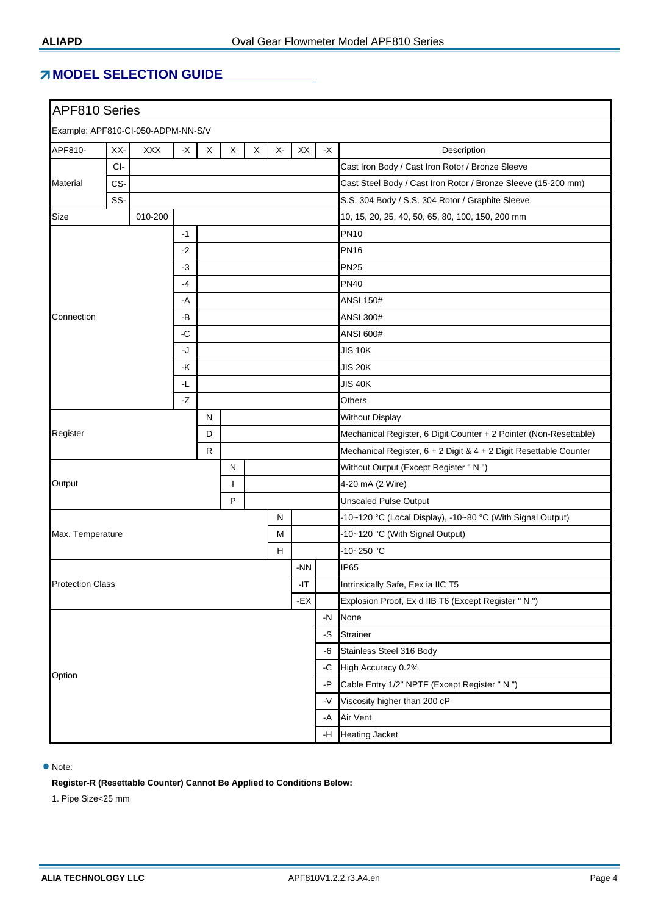## MODEL SELECTION GUIDE

| APF810 Series | | | | | | | | | | |
|---|---|---|---|---|---|---|---|---|---|---|
| Example: APF810-CI-050-ADPM-NN-S/V | | | | | | | | | | |
| APF810- | XX- | XXX | -X | X | X | X | X- | XX | -X | Description |
| Material | CI- | | | | | | | | | Cast Iron Body / Cast Iron Rotor / Bronze Sleeve |
| | CS- | | | | | | | | | Cast Steel Body / Cast Iron Rotor / Bronze Sleeve (15-200 mm) |
| | SS- | | | | | | | | | S.S. 304 Body / S.S. 304 Rotor / Graphite Sleeve |
| Size | | 010-200 | | | | | | | | 10, 15, 20, 25, 40, 50, 65, 80, 100, 150, 200 mm |
| Connection | | | -1 | | | | | | | PN10 |
| | | | -2 | | | | | | | PN16 |
| | | | -3 | | | | | | | PN25 |
| | | | -4 | | | | | | | PN40 |
| | | | -A | | | | | | | ANSI 150# |
| | | | -B | | | | | | | ANSI 300# |
| | | | -C | | | | | | | ANSI 600# |
| | | | -J | | | | | | | JIS 10K |
| | | | -K | | | | | | | JIS 20K |
| | | | -L | | | | | | | JIS 40K |
| | | | -Z | | | | | | | Others |
| Register | | | | N | | | | | | Without Display |
| | | | | D | | | | | | Mechanical Register, 6 Digit Counter + 2 Pointer (Non-Resettable) |
| | | | | R | | | | | | Mechanical Register, 6 + 2 Digit & 4 + 2 Digit Resettable Counter |
| Output | | | | | N | | | | | Without Output (Except Register " N ") |
| | | | | | I | | | | | 4-20 mA (2 Wire) |
| | | | | | P | | | | | Unscaled Pulse Output |
| Max. Temperature | | | | | | | N | | | -10~120 °C (Local Display), -10~80 °C (With Signal Output) |
| | | | | | | | M | | | -10~120 °C (With Signal Output) |
| | | | | | | | H | | | -10~250 °C |
| Protection Class | | | | | | | | -NN | | IP65 |
| | | | | | | | | -IT | | Intrinsically Safe, Eex ia IIC T5 |
| | | | | | | | | -EX | | Explosion Proof, Ex d IIB T6 (Except Register " N ") |
| Option | | | | | | | | | -N | None |
| | | | | | | | | | -S | Strainer |
| | | | | | | | | | -6 | Stainless Steel 316 Body |
| | | | | | | | | | -C | High Accuracy 0.2% |
| | | | | | | | | | -P | Cable Entry 1/2" NPTF (Except Register " N ") |
| | | | | | | | | | -V | Viscosity higher than 200 cP |
| | | | | | | | | | -A | Air Vent |
| | | | | | | | | | -H | Heating Jacket |

- Note:

**Register-R (Resettable Counter) Cannot Be Applied to Conditions Below:**

1. Pipe Size<25 mm